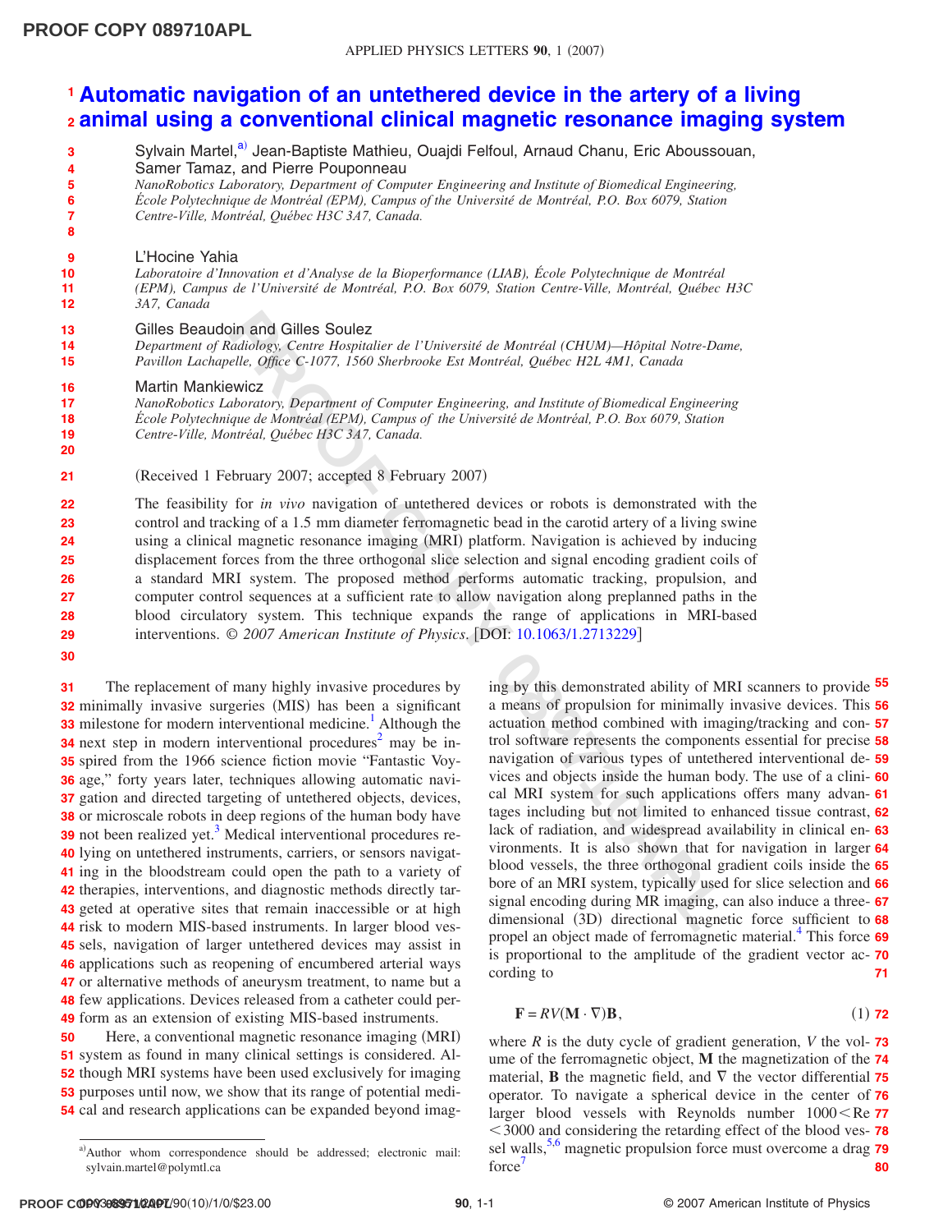# Automatic navigation of an untethered device in the artery of a living animal using a conventional clinical magnetic resonance imaging system

Sylvain Martel,[a] Jean-Baptiste Mathieu, Ouajdi Felfoul, Arnaud Chanu, Eric Aboussouan, Samer Tamaz, and Pierre Pouponneau

*NanoRobotics Laboratory, Department of Computer Engineering and Institute of Biomedical Engineering, École Polytechnique de Montréal (EPM), Campus of the Université de Montréal, P.O. Box 6079, Station Centre-Ville, Montréal, Québec H3C 3A7, Canada.*

L'Hocine Yahia

*Laboratoire d'Innovation et d'Analyse de la Bioperformance (LIAB), École Polytechnique de Montréal (EPM), Campus de l'Université de Montréal, P.O. Box 6079, Station Centre-Ville, Montréal, Québec H3C 3A7, Canada*

Gilles Beaudoin and Gilles Soulez

*Department of Radiology, Centre Hospitalier de l'Université de Montréal (CHUM)—Hôpital Notre-Dame, Pavillon Lachapelle, Office C-1077, 1560 Sherbrooke Est Montréal, Québec H2L 4M1, Canada*

Martin Mankiewicz

*NanoRobotics Laboratory, Department of Computer Engineering, and Institute of Biomedical Engineering École Polytechnique de Montréal (EPM), Campus of the Université de Montréal, P.O. Box 6079, Station Centre-Ville, Montréal, Québec H3C 3A7, Canada.*

(Received 1 February 2007; accepted 8 February 2007)

The feasibility for *in vivo* navigation of untethered devices or robots is demonstrated with the control and tracking of a 1.5 mm diameter ferromagnetic bead in the carotid artery of a living swine using a clinical magnetic resonance imaging (MRI) platform. Navigation is achieved by inducing displacement forces from the three orthogonal slice selection and signal encoding gradient coils of a standard MRI system. The proposed method performs automatic tracking, propulsion, and computer control sequences at a sufficient rate to allow navigation along preplanned paths in the blood circulatory system. This technique expands the range of applications in MRI-based interventions. *© 2007 American Institute of Physics.* [DOI: 10.1063/1.2713229]

The replacement of many highly invasive procedures by minimally invasive surgeries (MIS) has been a significant milestone for modern interventional medicine.[1] Although the next step in modern interventional procedures[2] may be inspired from the 1966 science fiction movie "Fantastic Voyage," forty years later, techniques allowing automatic navigation and directed targeting of untethered objects, devices, or microscale robots in deep regions of the human body have not been realized yet.[3] Medical interventional procedures relying on untethered instruments, carriers, or sensors navigating in the bloodstream could open the path to a variety of therapies, interventions, and diagnostic methods directly targeted at operative sites that remain inaccessible or at high risk to modern MIS-based instruments. In larger blood vessels, navigation of larger untethered devices may assist in applications such as reopening of encumbered arterial ways or alternative methods of aneurysm treatment, to name but a few applications. Devices released from a catheter could perform as an extension of existing MIS-based instruments.

Here, a conventional magnetic resonance imaging (MRI) system as found in many clinical settings is considered. Although MRI systems have been used exclusively for imaging purposes until now, we show that its range of potential medical and research applications can be expanded beyond imaging by this demonstrated ability of MRI scanners to provide a means of propulsion for minimally invasive devices. This actuation method combined with imaging/tracking and control software represents the components essential for precise navigation of various types of untethered interventional devices and objects inside the human body. The use of a clinical MRI system for such applications offers many advantages including but not limited to enhanced tissue contrast, lack of radiation, and widespread availability in clinical environments. It is also shown that for navigation in larger blood vessels, the three orthogonal gradient coils inside the bore of an MRI system, typically used for slice selection and signal encoding during MR imaging, can also induce a three-dimensional (3D) directional magnetic force sufficient to propel an object made of ferromagnetic material.[4] This force is proportional to the amplitude of the gradient vector according to

$$\mathbf{F} = RV(\mathbf{M} \cdot \nabla)\mathbf{B}, \tag{1}$$

where $R$ is the duty cycle of gradient generation, $V$ the volume of the ferromagnetic object, $\mathbf{M}$ the magnetization of the material, $\mathbf{B}$ the magnetic field, and $\nabla$ the vector differential operator. To navigate a spherical device in the center of larger blood vessels with Reynolds number $1000 < \mathrm{Re} < 3000$ and considering the retarding effect of the blood vessel walls,[5,6] magnetic propulsion force must overcome a drag force[7]

[a]Author whom correspondence should be addressed; electronic mail: sylvain.martel@polymtl.ca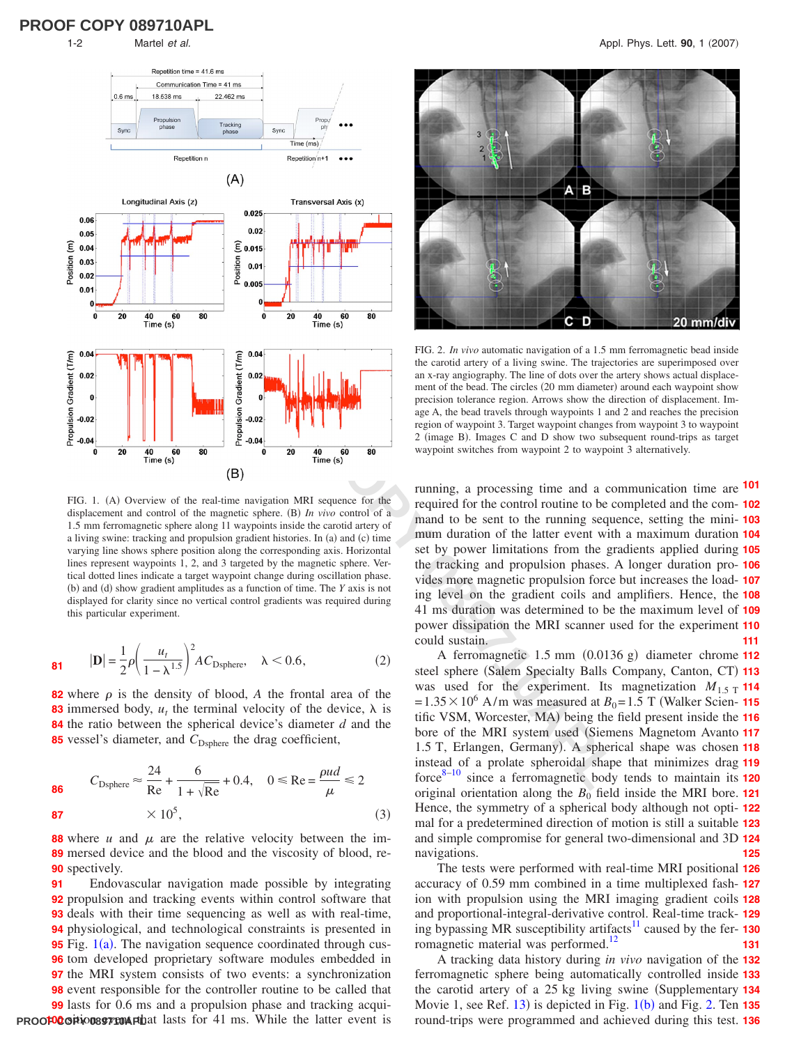FIG. 1. (A) Overview of the real-time navigation MRI sequence for the displacement and control of the magnetic sphere. (B) *In vivo* control of a 1.5 mm ferromagnetic sphere along 11 waypoints inside the carotid artery of a living swine: tracking and propulsion gradient histories. In (a) and (c) time varying blue line shows sphere position along the corresponding axis. Horizontal red lines represent waypoints 1, 2, and 3 targeted by the magnetic sphere. Vertical dotted lines indicate a target waypoint change during oscillation phase. (b) and (d) show gradient amplitudes as a function of time. The *Y* axis is not displayed for clarity since no vertical control gradients was required during this particular experiment.

$$|\mathbf{D}| = \frac{1}{2}\rho\left(\frac{u_t}{1-\lambda^{1.5}}\right)^2 AC_{\text{Dsphere}}, \quad \lambda < 0.6, \tag{2}$$

where $\rho$ is the density of blood, $A$ the frontal area of the immersed body, $u_t$ the terminal velocity of the device, $\lambda$ is the ratio between the spherical device's diameter $d$ and the vessel's diameter, and $C_{\text{Dsphere}}$ the drag coefficient,

$$C_{\text{Dsphere}} \approx \frac{24}{\text{Re}} + \frac{6}{1+\sqrt{\text{Re}}} + 0.4, \quad 0 \leq \text{Re} = \frac{\rho u d}{\mu} \leq 2 \times 10^5, \tag{3}$$

where $u$ and $\mu$ are the relative velocity between the immersed device and the blood and the viscosity of blood, respectively.

Endovascular navigation made possible by integrating propulsion and tracking events within control software that deals with their time sequencing as well as with real-time, physiological, and technological constraints is presented in Fig. 1(a). The navigation sequence coordinated through custom developed proprietary software modules embedded in the MRI system consists of two events: a synchronization event responsible for the controller routine to be called that lasts for 0.6 ms and a propulsion phase and tracking acquisition that lasts for 41 ms. While the latter event is running, a processing time and a communication time are required for the control routine to be completed and the command to be sent to the running sequence, setting the minimum duration of the latter event with a maximum duration set by power limitations from the gradients applied during the tracking and propulsion phases. A longer duration provides more magnetic propulsion force but increases the loading level on the gradient coils and amplifiers. Hence, the 41 ms duration was determined to be the maximum level of power dissipation the MRI scanner used for the experiment could sustain.

FIG. 2. *In vivo* automatic navigation of a 1.5 mm ferromagnetic bead inside the carotid artery of a living swine. The trajectories are superimposed over an x-ray angiography. The line of dots over the artery shows actual displacement of the bead. The circles (20 mm diameter) around each waypoint show precision tolerance region. Arrows show the direction of displacement. Image A, the bead travels through waypoints 1 and 2 and reaches the precision region of waypoint 3. Target waypoint changes from waypoint 3 to waypoint 2 (image B). Images C and D show two subsequent round-trips as target waypoint switches from waypoint 2 to waypoint 3 alternatively.

A ferromagnetic 1.5 mm (0.0136 g) diameter chrome steel sphere (Salem Specialty Balls Company, Canton, CT) was used for the experiment. Its magnetization $M_{1.5\ \text{T}} = 1.35 \times 10^6$ A/m was measured at $B_0 = 1.5$ T (Walker Scientific VSM, Worcester, MA) being the field present inside the bore of the MRI system used (Siemens Magnetom Avanto 1.5 T, Erlangen, Germany). A spherical shape was chosen instead of a prolate spheroidal shape that minimizes drag force[8–10] since a ferromagnetic body tends to maintain its original orientation along the $B_0$ field inside the MRI bore. Hence, the symmetry of a spherical body although not optimal for a predetermined direction of motion is still a suitable and simple compromise for general two-dimensional and 3D navigations.

The tests were performed with real-time MRI positional accuracy of 0.59 mm combined in a time multiplexed fashion with propulsion using the MRI imaging gradient coils and proportional-integral-derivative control. Real-time tracking bypassing MR susceptibility artifacts[11] caused by the ferromagnetic material was performed.[12]

A tracking data history during *in vivo* navigation of the ferromagnetic sphere being automatically controlled inside the carotid artery of a 25 kg living swine (Supplementary Movie 1, see Ref. 13) is depicted in Fig. 1(b) and Fig. 2. Ten round-trips were programmed and achieved during this test.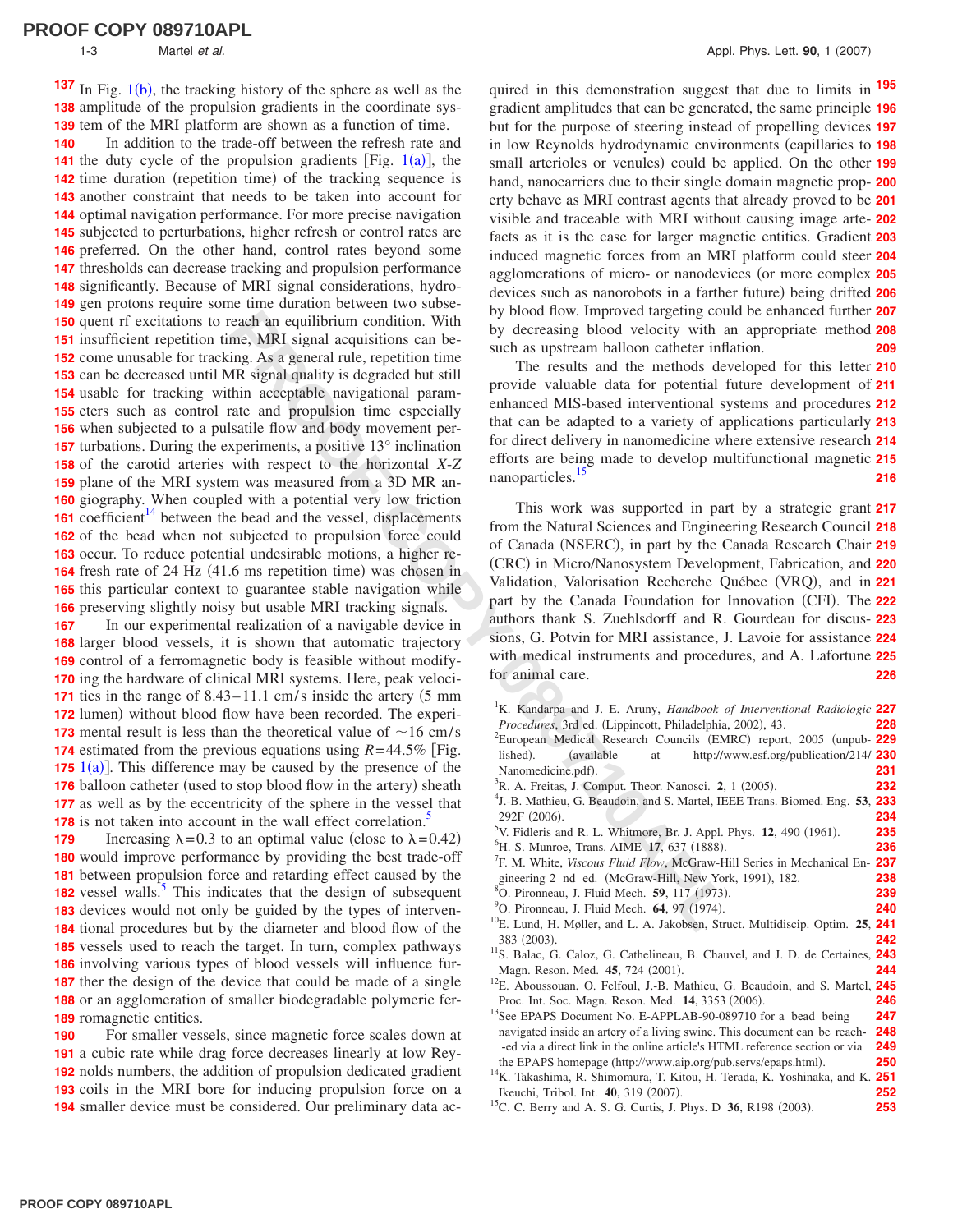In Fig. 1(b), the tracking history of the sphere as well as the amplitude of the propulsion gradients in the coordinate system of the MRI platform are shown as a function of time.

In addition to the trade-off between the refresh rate and the duty cycle of the propulsion gradients [Fig. 1(a)], the time duration (repetition time) of the tracking sequence is another constraint that needs to be taken into account for optimal navigation performance. For more precise navigation subjected to perturbations, higher refresh or control rates are preferred. On the other hand, control rates beyond some thresholds can decrease tracking and propulsion performance significantly. Because of MRI signal considerations, hydrogen protons require some time duration between two subsequent rf excitations to reach an equilibrium condition. With insufficient repetition time, MRI signal acquisitions can become unusable for tracking. As a general rule, repetition time can be decreased until MR signal quality is degraded but still usable for tracking within acceptable navigational parameters such as control rate and propulsion time especially when subjected to a pulsatile flow and body movement perturbations. During the experiments, a positive 13° inclination of the carotid arteries with respect to the horizontal *X-Z* plane of the MRI system was measured from a 3D MR angiography. When coupled with a potential very low friction coefficient[14] between the bead and the vessel, displacements of the bead when not subjected to propulsion force could occur. To reduce potential undesirable motions, a higher refresh rate of 24 Hz (41.6 ms repetition time) was chosen in this particular context to guarantee stable navigation while preserving slightly noisy but usable MRI tracking signals.

In our experimental realization of a navigable device in larger blood vessels, it is shown that automatic trajectory control of a ferromagnetic body is feasible without modifying the hardware of clinical MRI systems. Here, peak velocities in the range of 8.43–11.1 cm/s inside the artery (5 mm lumen) without blood flow have been recorded. The experimental result is less than the theoretical value of ~16 cm/s estimated from the previous equations using $R$=44.5% [Fig. 1(a)]. This difference may be caused by the presence of the balloon catheter (used to stop blood flow in the artery) sheath as well as by the eccentricity of the sphere in the vessel that is not taken into account in the wall effect correlation.[5]

Increasing $\lambda$=0.3 to an optimal value (close to $\lambda$=0.42) would improve performance by providing the best trade-off between propulsion force and retarding effect caused by the vessel walls.[5] This indicates that the design of subsequent devices would not only be guided by the types of interventional procedures but by the diameter and blood flow of the vessels used to reach the target. In turn, complex pathways involving various types of blood vessels will influence further the design of the device that could be made of a single or an agglomeration of smaller biodegradable polymeric ferromagnetic entities.

For smaller vessels, since magnetic force scales down at a cubic rate while drag force decreases linearly at low Reynolds numbers, the addition of propulsion dedicated gradient coils in the MRI bore for inducing propulsion force on a smaller device must be considered. Our preliminary data acquired in this demonstration suggest that due to limits in gradient amplitudes that can be generated, the same principle but for the purpose of steering instead of propelling devices in low Reynolds hydrodynamic environments (capillaries to small arterioles or venules) could be applied. On the other hand, nanocarriers due to their single domain magnetic property behave as MRI contrast agents that already proved to be visible and traceable with MRI without causing image artefacts as it is the case for larger magnetic entities. Gradient induced magnetic forces from an MRI platform could steer agglomerations of micro- or nanodevices (or more complex devices such as nanorobots in a farther future) being drifted by blood flow. Improved targeting could be enhanced further by decreasing blood velocity with an appropriate method such as upstream balloon catheter inflation.

The results and the methods developed for this letter provide valuable data for potential future development of enhanced MIS-based interventional systems and procedures that can be adapted to a variety of applications particularly for direct delivery in nanomedicine where extensive research efforts are being made to develop multifunctional magnetic nanoparticles.[15]

This work was supported in part by a strategic grant from the Natural Sciences and Engineering Research Council of Canada (NSERC), in part by the Canada Research Chair (CRC) in Micro/Nanosystem Development, Fabrication, and Validation, Valorisation Recherche Québec (VRQ), and in part by the Canada Foundation for Innovation (CFI). The authors thank S. Zuehlsdorff and R. Gourdeau for discussions, G. Potvin for MRI assistance, J. Lavoie for assistance with medical instruments and procedures, and A. Lafortune for animal care.

[1] K. Kandarpa and J. E. Aruny, *Handbook of Interventional Radiologic Procedures*, 3rd ed. (Lippincott, Philadelphia, 2002), 43.

[2] European Medical Research Councils (EMRC) report, 2005 (unpublished). (available at http://www.esf.org/publication/214/Nanomedicine.pdf).

[3] R. A. Freitas, J. Comput. Theor. Nanosci. **2**, 1 (2005).

[4] J.-B. Mathieu, G. Beaudoin, and S. Martel, IEEE Trans. Biomed. Eng. **53**, 292F (2006).

[5] V. Fidleris and R. L. Whitmore, Br. J. Appl. Phys. **12**, 490 (1961).

[6] H. S. Munroe, Trans. AIME **17**, 637 (1888).

[7] F. M. White, *Viscous Fluid Flow*, McGraw-Hill Series in Mechanical Engineering 2 nd ed. (McGraw-Hill, New York, 1991), 182.

[8] O. Pironneau, J. Fluid Mech. **59**, 117 (1973).

[9] O. Pironneau, J. Fluid Mech. **64**, 97 (1974).

[10] E. Lund, H. Møller, and L. A. Jakobsen, Struct. Multidiscip. Optim. **25**, 383 (2003).

[11] S. Balac, G. Caloz, G. Cathelineau, B. Chauvel, and J. D. de Certaines, Magn. Reson. Med. **45**, 724 (2001).

[12] E. Aboussouan, O. Felfoul, J.-B. Mathieu, G. Beaudoin, and S. Martel, Proc. Int. Soc. Magn. Reson. Med. **14**, 3353 (2006).

[13] See EPAPS Document No. E-APPLAB-90-089710 for a bead being navigated inside an artery of a living swine. This document can be reach- -ed via a direct link in the online article's HTML reference section or via the EPAPS homepage (http://www.aip.org/pub.servs/epaps.html).

[14] K. Takashima, R. Shimomura, T. Kitou, H. Terada, K. Yoshinaka, and K. Ikeuchi, Tribol. Int. **40**, 319 (2007).

[15] C. C. Berry and A. S. G. Curtis, J. Phys. D **36**, R198 (2003).